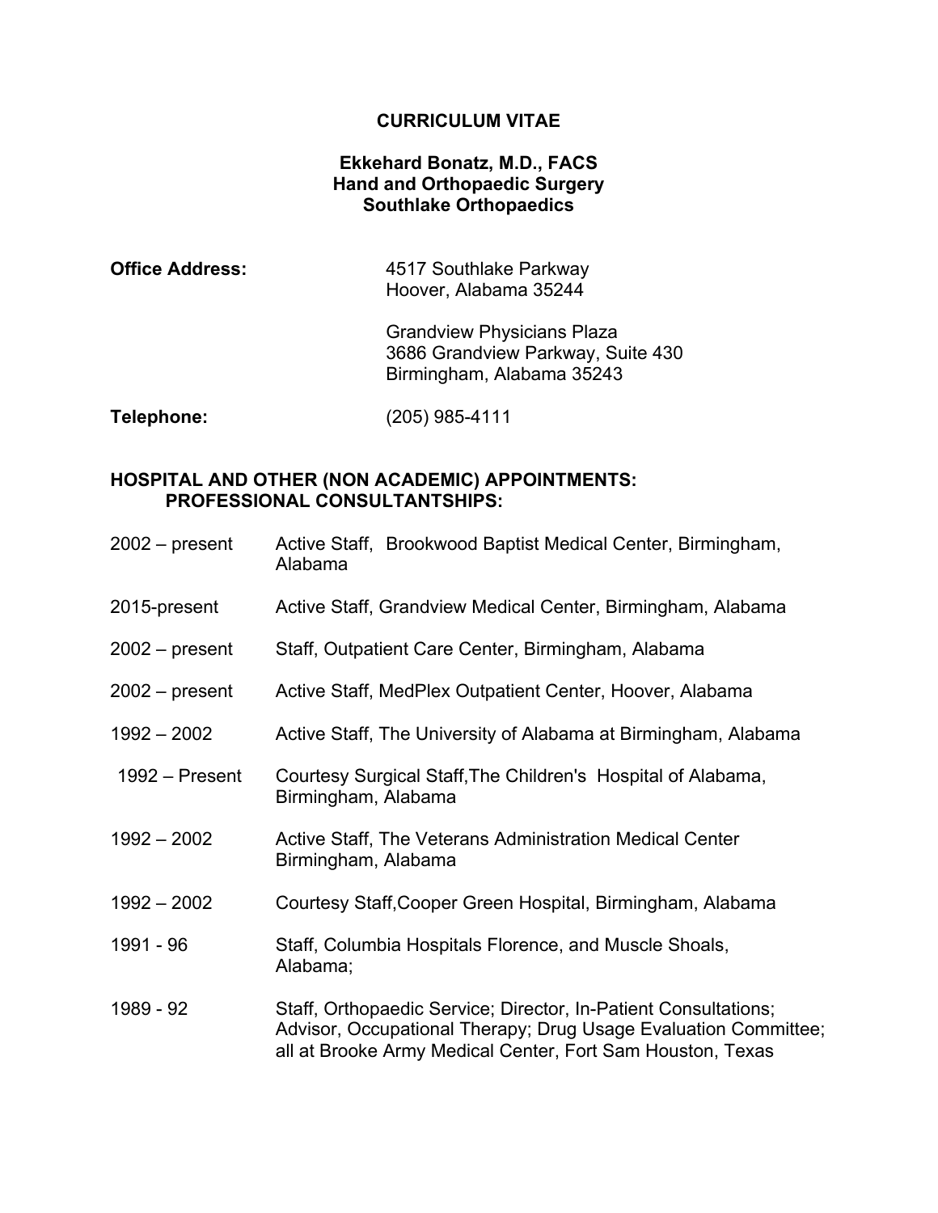# CURRICULUM VITAE

## Ekkehard Bonatz, M.D., FACS
## Hand and Orthopaedic Surgery
## Southlake Orthopaedics

| | |
|---|---|
| **Office Address:** | 4517 Southlake Parkway<br>Hoover, Alabama 35244 |
| | Grandview Physicians Plaza<br>3686 Grandview Parkway, Suite 430<br>Birmingham, Alabama 35243 |
| **Telephone:** | (205) 985-4111 |

### HOSPITAL AND OTHER (NON ACADEMIC) APPOINTMENTS: PROFESSIONAL CONSULTANTSHIPS:

| | |
|---|---|
| 2002 – present | Active Staff, Brookwood Baptist Medical Center, Birmingham, Alabama |
| 2015-present | Active Staff, Grandview Medical Center, Birmingham, Alabama |
| 2002 – present | Staff, Outpatient Care Center, Birmingham, Alabama |
| 2002 – present | Active Staff, MedPlex Outpatient Center, Hoover, Alabama |
| 1992 – 2002 | Active Staff, The University of Alabama at Birmingham, Alabama |
| 1992 – Present | Courtesy Surgical Staff,The Children's Hospital of Alabama, Birmingham, Alabama |
| 1992 – 2002 | Active Staff, The Veterans Administration Medical Center Birmingham, Alabama |
| 1992 – 2002 | Courtesy Staff,Cooper Green Hospital, Birmingham, Alabama |
| 1991 - 96 | Staff, Columbia Hospitals Florence, and Muscle Shoals, Alabama; |
| 1989 - 92 | Staff, Orthopaedic Service; Director, In-Patient Consultations; Advisor, Occupational Therapy; Drug Usage Evaluation Committee; all at Brooke Army Medical Center, Fort Sam Houston, Texas |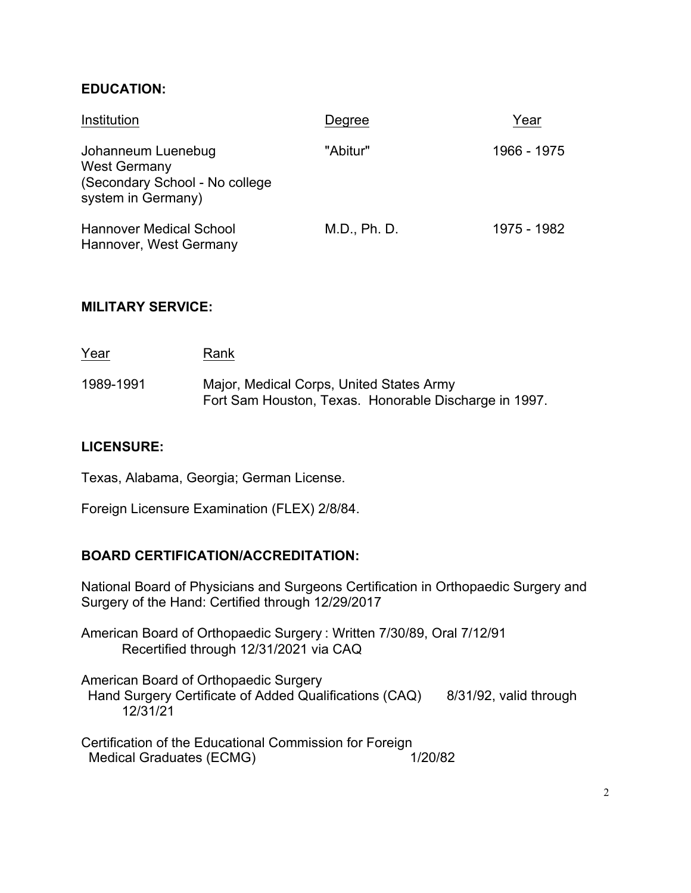## EDUCATION:

| Institution | Degree | Year |
|---|---|---|
| Johanneum Luenebug<br>West Germany<br>(Secondary School - No college system in Germany) | "Abitur" | 1966 - 1975 |
| Hannover Medical School<br>Hannover, West Germany | M.D., Ph. D. | 1975 - 1982 |

## MILITARY SERVICE:

| Year | Rank |
|---|---|
| 1989-1991 | Major, Medical Corps, United States Army<br>Fort Sam Houston, Texas. Honorable Discharge in 1997. |

## LICENSURE:

Texas, Alabama, Georgia; German License.

Foreign Licensure Examination (FLEX) 2/8/84.

## BOARD CERTIFICATION/ACCREDITATION:

National Board of Physicians and Surgeons Certification in Orthopaedic Surgery and Surgery of the Hand: Certified through 12/29/2017

American Board of Orthopaedic Surgery : Written 7/30/89, Oral 7/12/91
Recertified through 12/31/2021 via CAQ

American Board of Orthopaedic Surgery
Hand Surgery Certificate of Added Qualifications (CAQ) 8/31/92, valid through 12/31/21

Certification of the Educational Commission for Foreign Medical Graduates (ECMG) 1/20/82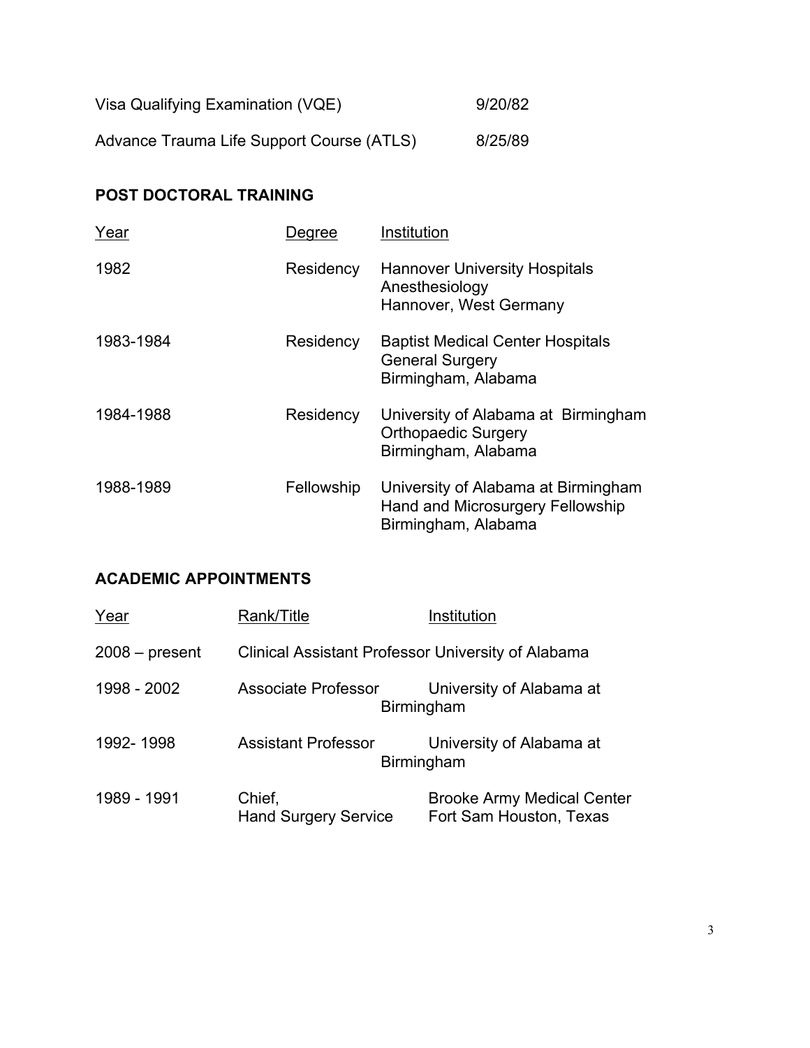| | |
|---|---|
| Visa Qualifying Examination (VQE) | 9/20/82 |
| Advance Trauma Life Support Course (ATLS) | 8/25/89 |

## POST DOCTORAL TRAINING

| Year | Degree | Institution |
|---|---|---|
| 1982 | Residency | Hannover University Hospitals<br>Anesthesiology<br>Hannover, West Germany |
| 1983-1984 | Residency | Baptist Medical Center Hospitals<br>General Surgery<br>Birmingham, Alabama |
| 1984-1988 | Residency | University of Alabama at Birmingham<br>Orthopaedic Surgery<br>Birmingham, Alabama |
| 1988-1989 | Fellowship | University of Alabama at Birmingham<br>Hand and Microsurgery Fellowship<br>Birmingham, Alabama |

## ACADEMIC APPOINTMENTS

| Year | Rank/Title | Institution |
|---|---|---|
| 2008 – present | Clinical Assistant Professor | University of Alabama |
| 1998 - 2002 | Associate Professor | University of Alabama at Birmingham |
| 1992- 1998 | Assistant Professor | University of Alabama at Birmingham |
| 1989 - 1991 | Chief,<br>Hand Surgery Service | Brooke Army Medical Center<br>Fort Sam Houston, Texas |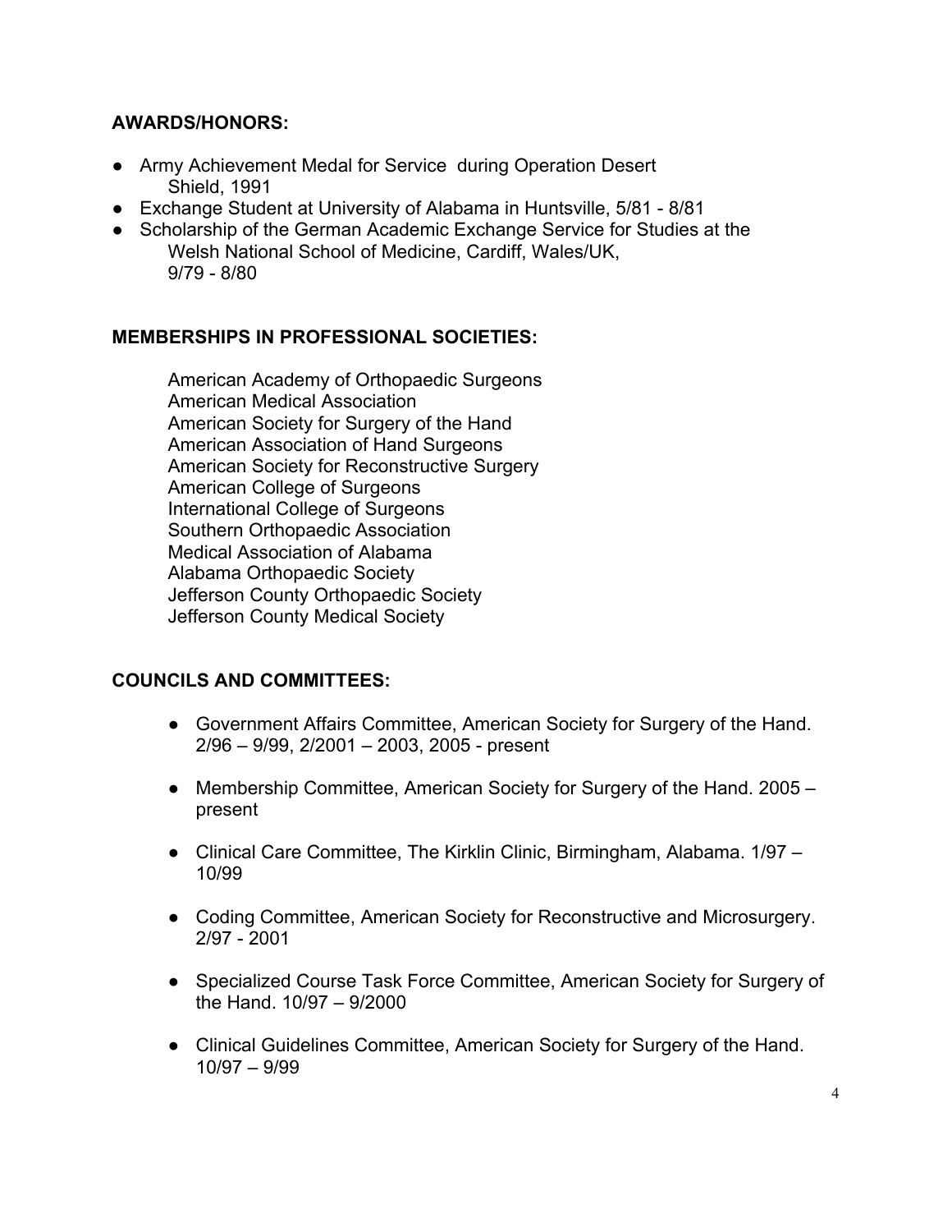## AWARDS/HONORS:

- Army Achievement Medal for Service during Operation Desert Shield, 1991
- Exchange Student at University of Alabama in Huntsville, 5/81 - 8/81
- Scholarship of the German Academic Exchange Service for Studies at the Welsh National School of Medicine, Cardiff, Wales/UK, 9/79 - 8/80

## MEMBERSHIPS IN PROFESSIONAL SOCIETIES:

American Academy of Orthopaedic Surgeons
American Medical Association
American Society for Surgery of the Hand
American Association of Hand Surgeons
American Society for Reconstructive Surgery
American College of Surgeons
International College of Surgeons
Southern Orthopaedic Association
Medical Association of Alabama
Alabama Orthopaedic Society
Jefferson County Orthopaedic Society
Jefferson County Medical Society

## COUNCILS AND COMMITTEES:

- Government Affairs Committee, American Society for Surgery of the Hand. 2/96 – 9/99, 2/2001 – 2003, 2005 - present
- Membership Committee, American Society for Surgery of the Hand. 2005 – present
- Clinical Care Committee, The Kirklin Clinic, Birmingham, Alabama. 1/97 – 10/99
- Coding Committee, American Society for Reconstructive and Microsurgery. 2/97 - 2001
- Specialized Course Task Force Committee, American Society for Surgery of the Hand. 10/97 – 9/2000
- Clinical Guidelines Committee, American Society for Surgery of the Hand. 10/97 – 9/99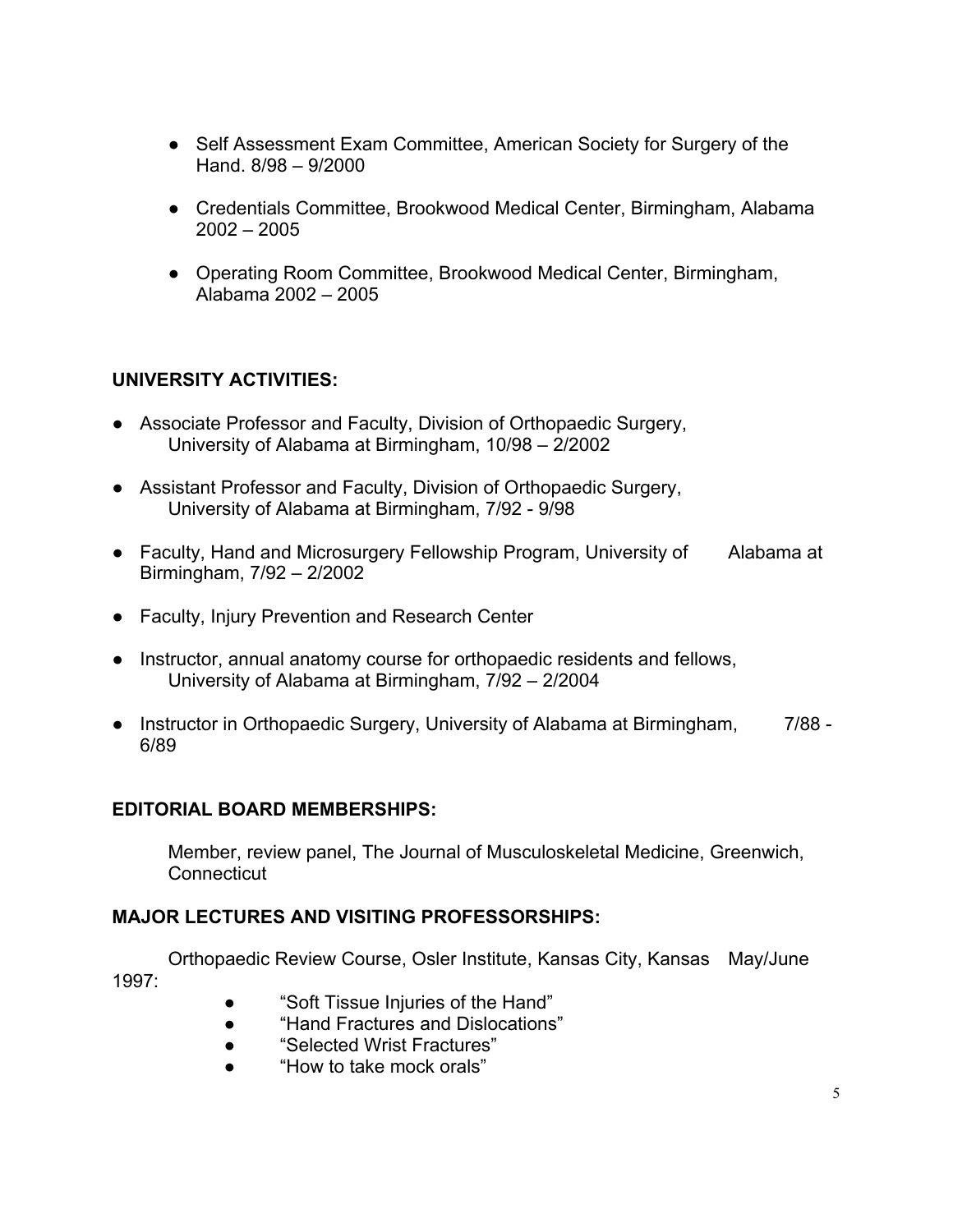- Self Assessment Exam Committee, American Society for Surgery of the Hand. 8/98 – 9/2000

- Credentials Committee, Brookwood Medical Center, Birmingham, Alabama 2002 – 2005

- Operating Room Committee, Brookwood Medical Center, Birmingham, Alabama 2002 – 2005

**UNIVERSITY ACTIVITIES:**

- Associate Professor and Faculty, Division of Orthopaedic Surgery, University of Alabama at Birmingham, 10/98 – 2/2002

- Assistant Professor and Faculty, Division of Orthopaedic Surgery, University of Alabama at Birmingham, 7/92 - 9/98

- Faculty, Hand and Microsurgery Fellowship Program, University of Alabama at Birmingham, 7/92 – 2/2002

- Faculty, Injury Prevention and Research Center

- Instructor, annual anatomy course for orthopaedic residents and fellows, University of Alabama at Birmingham, 7/92 – 2/2004

- Instructor in Orthopaedic Surgery, University of Alabama at Birmingham, 7/88 - 6/89

**EDITORIAL BOARD MEMBERSHIPS:**

Member, review panel, The Journal of Musculoskeletal Medicine, Greenwich, Connecticut

**MAJOR LECTURES AND VISITING PROFESSORSHIPS:**

Orthopaedic Review Course, Osler Institute, Kansas City, Kansas May/June 1997:

- "Soft Tissue Injuries of the Hand"
- "Hand Fractures and Dislocations"
- "Selected Wrist Fractures"
- "How to take mock orals"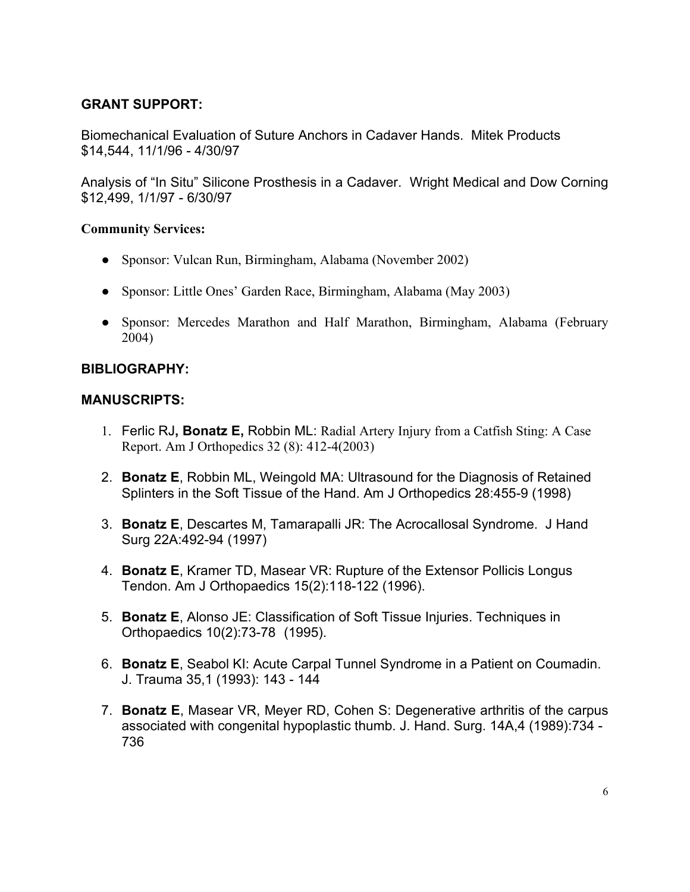## GRANT SUPPORT:

Biomechanical Evaluation of Suture Anchors in Cadaver Hands. Mitek Products $14,544, 11/1/96 - 4/30/97

Analysis of "In Situ" Silicone Prosthesis in a Cadaver. Wright Medical and Dow Corning $12,499, 1/1/97 - 6/30/97

**Community Services:**

- Sponsor: Vulcan Run, Birmingham, Alabama (November 2002)
- Sponsor: Little Ones' Garden Race, Birmingham, Alabama (May 2003)
- Sponsor: Mercedes Marathon and Half Marathon, Birmingham, Alabama (February 2004)

## BIBLIOGRAPHY:

## MANUSCRIPTS:

1. Ferlic RJ**, Bonatz E,** Robbin ML: Radial Artery Injury from a Catfish Sting: A Case Report. Am J Orthopedics 32 (8): 412-4(2003)
2. **Bonatz E**, Robbin ML, Weingold MA: Ultrasound for the Diagnosis of Retained Splinters in the Soft Tissue of the Hand. Am J Orthopedics 28:455-9 (1998)
3. **Bonatz E**, Descartes M, Tamarapalli JR: The Acrocallosal Syndrome. J Hand Surg 22A:492-94 (1997)
4. **Bonatz E**, Kramer TD, Masear VR: Rupture of the Extensor Pollicis Longus Tendon. Am J Orthopaedics 15(2):118-122 (1996).
5. **Bonatz E**, Alonso JE: Classification of Soft Tissue Injuries. Techniques in Orthopaedics 10(2):73-78 (1995).
6. **Bonatz E**, Seabol KI: Acute Carpal Tunnel Syndrome in a Patient on Coumadin. J. Trauma 35,1 (1993): 143 - 144
7. **Bonatz E**, Masear VR, Meyer RD, Cohen S: Degenerative arthritis of the carpus associated with congenital hypoplastic thumb. J. Hand. Surg. 14A,4 (1989):734 - 736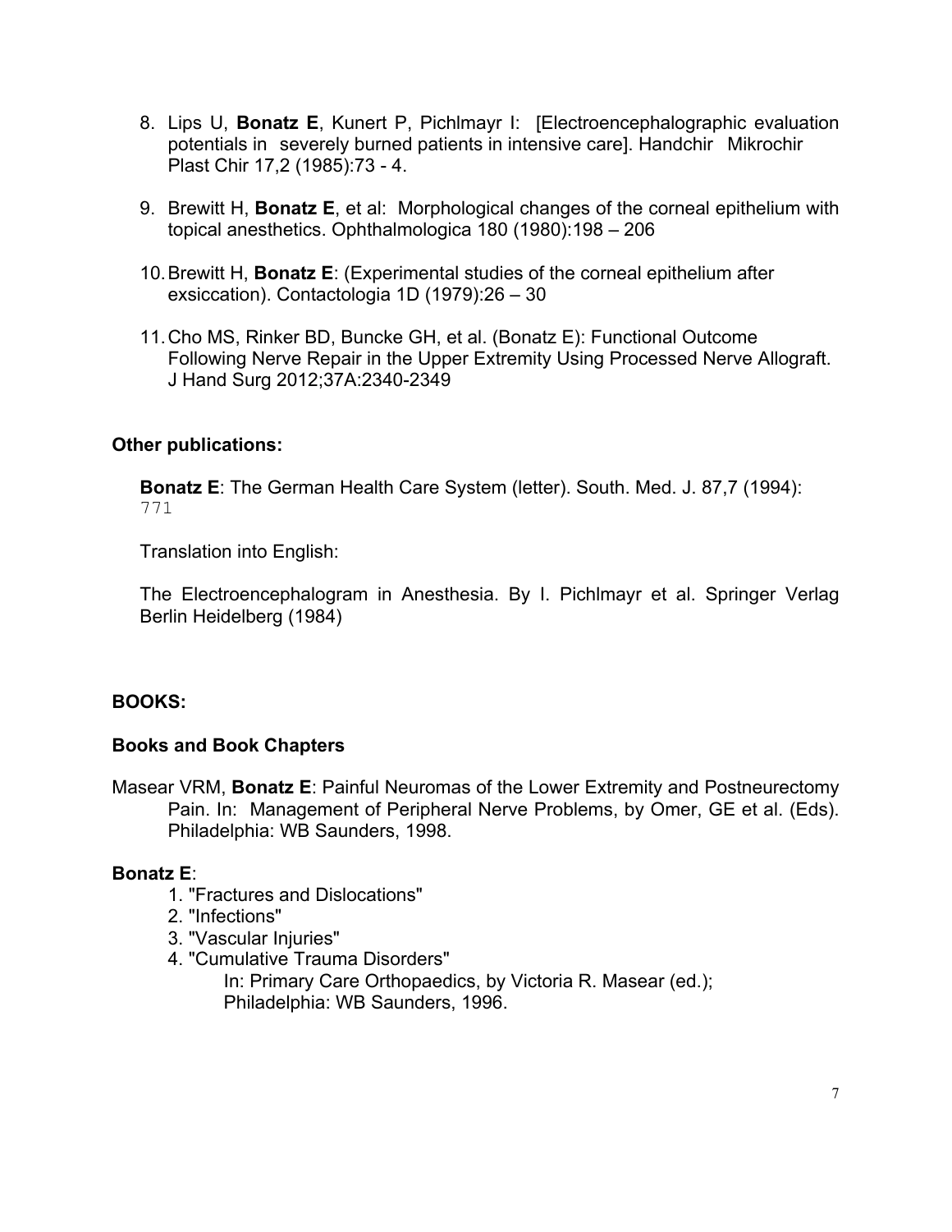8. Lips U, **Bonatz E**, Kunert P, Pichlmayr I: [Electroencephalographic evaluation potentials in severely burned patients in intensive care]. Handchir Mikrochir Plast Chir 17,2 (1985):73 - 4.

9. Brewitt H, **Bonatz E**, et al: Morphological changes of the corneal epithelium with topical anesthetics. Ophthalmologica 180 (1980):198 – 206

10. Brewitt H, **Bonatz E**: (Experimental studies of the corneal epithelium after exsiccation). Contactologia 1D (1979):26 – 30

11. Cho MS, Rinker BD, Buncke GH, et al. (Bonatz E): Functional Outcome Following Nerve Repair in the Upper Extremity Using Processed Nerve Allograft. J Hand Surg 2012;37A:2340-2349

**Other publications:**

**Bonatz E**: The German Health Care System (letter). South. Med. J. 87,7 (1994): 771

Translation into English:

The Electroencephalogram in Anesthesia. By I. Pichlmayr et al. Springer Verlag Berlin Heidelberg (1984)

## BOOKS:

### Books and Book Chapters

Masear VRM, **Bonatz E**: Painful Neuromas of the Lower Extremity and Postneurectomy Pain. In: Management of Peripheral Nerve Problems, by Omer, GE et al. (Eds). Philadelphia: WB Saunders, 1998.

**Bonatz E**:

1. "Fractures and Dislocations"
2. "Infections"
3. "Vascular Injuries"
4. "Cumulative Trauma Disorders"

   In: Primary Care Orthopaedics, by Victoria R. Masear (ed.); Philadelphia: WB Saunders, 1996.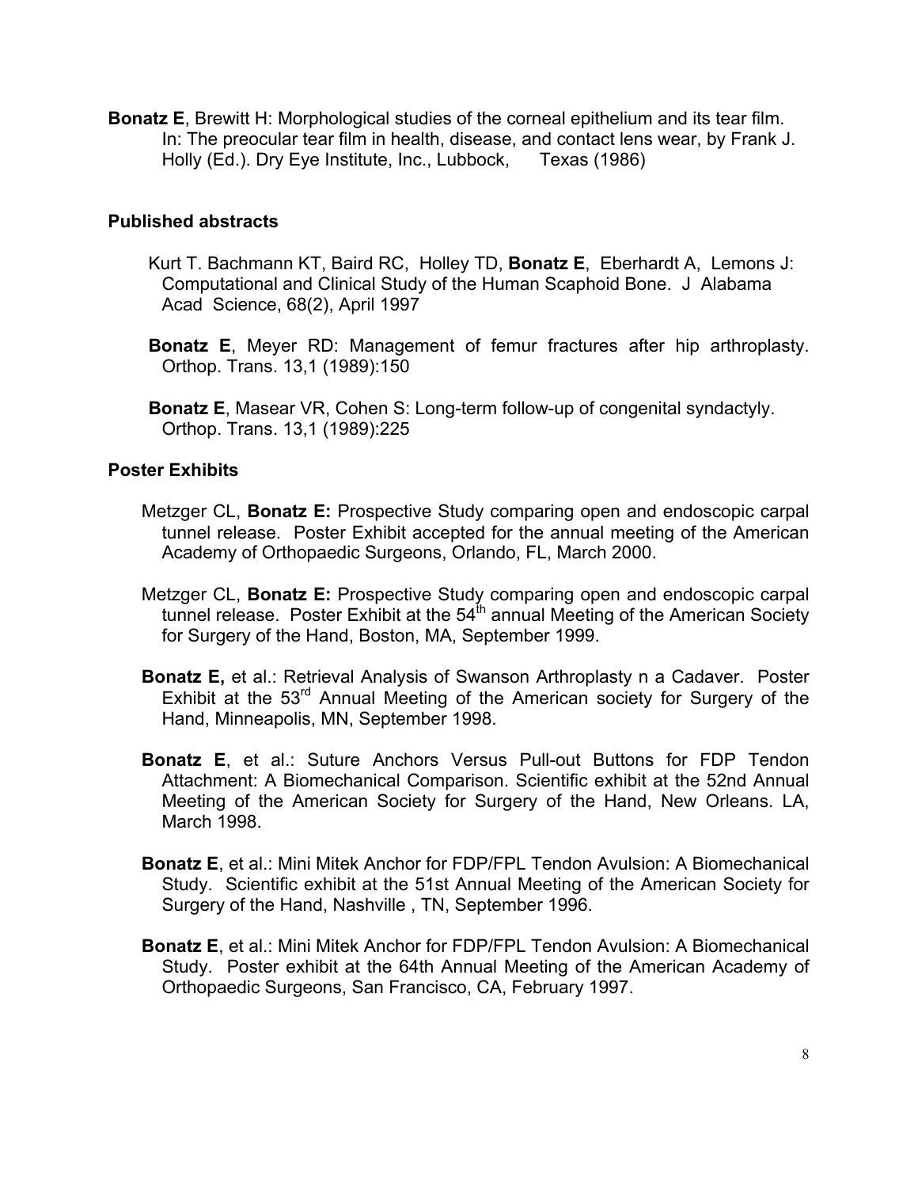**Bonatz E**, Brewitt H: Morphological studies of the corneal epithelium and its tear film. In: The preocular tear film in health, disease, and contact lens wear, by Frank J. Holly (Ed.). Dry Eye Institute, Inc., Lubbock, Texas (1986)

### Published abstracts

Kurt T. Bachmann KT, Baird RC, Holley TD, **Bonatz E**, Eberhardt A, Lemons J: Computational and Clinical Study of the Human Scaphoid Bone. J Alabama Acad Science, 68(2), April 1997

**Bonatz E**, Meyer RD: Management of femur fractures after hip arthroplasty. Orthop. Trans. 13,1 (1989):150

**Bonatz E**, Masear VR, Cohen S: Long-term follow-up of congenital syndactyly. Orthop. Trans. 13,1 (1989):225

### Poster Exhibits

Metzger CL, **Bonatz E:** Prospective Study comparing open and endoscopic carpal tunnel release. Poster Exhibit accepted for the annual meeting of the American Academy of Orthopaedic Surgeons, Orlando, FL, March 2000.

Metzger CL, **Bonatz E:** Prospective Study comparing open and endoscopic carpal tunnel release. Poster Exhibit at the 54th annual Meeting of the American Society for Surgery of the Hand, Boston, MA, September 1999.

**Bonatz E,** et al.: Retrieval Analysis of Swanson Arthroplasty n a Cadaver. Poster Exhibit at the 53rd Annual Meeting of the American society for Surgery of the Hand, Minneapolis, MN, September 1998.

**Bonatz E**, et al.: Suture Anchors Versus Pull-out Buttons for FDP Tendon Attachment: A Biomechanical Comparison. Scientific exhibit at the 52nd Annual Meeting of the American Society for Surgery of the Hand, New Orleans. LA, March 1998.

**Bonatz E**, et al.: Mini Mitek Anchor for FDP/FPL Tendon Avulsion: A Biomechanical Study. Scientific exhibit at the 51st Annual Meeting of the American Society for Surgery of the Hand, Nashville , TN, September 1996.

**Bonatz E**, et al.: Mini Mitek Anchor for FDP/FPL Tendon Avulsion: A Biomechanical Study. Poster exhibit at the 64th Annual Meeting of the American Academy of Orthopaedic Surgeons, San Francisco, CA, February 1997.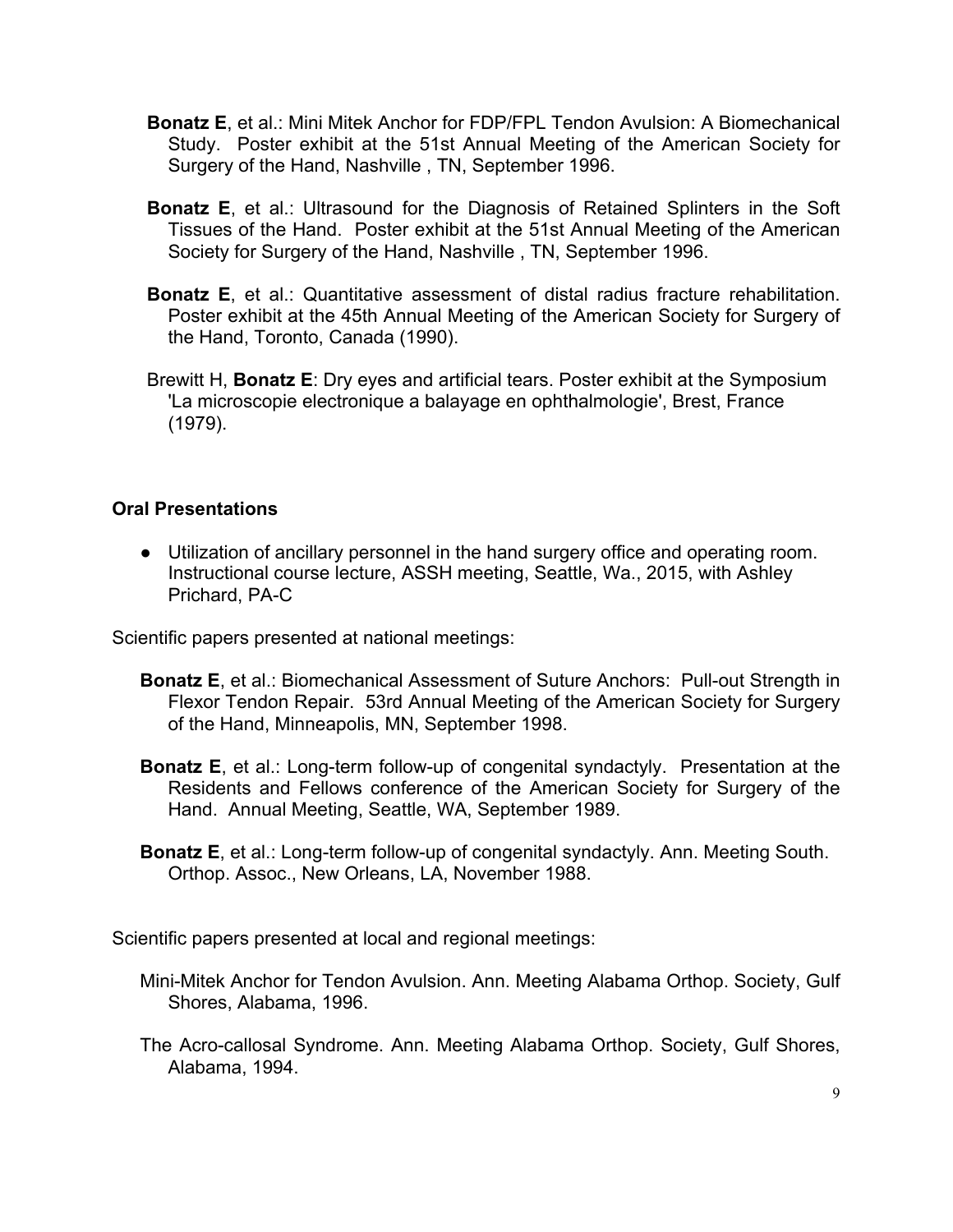**Bonatz E**, et al.: Mini Mitek Anchor for FDP/FPL Tendon Avulsion: A Biomechanical Study. Poster exhibit at the 51st Annual Meeting of the American Society for Surgery of the Hand, Nashville , TN, September 1996.

**Bonatz E**, et al.: Ultrasound for the Diagnosis of Retained Splinters in the Soft Tissues of the Hand. Poster exhibit at the 51st Annual Meeting of the American Society for Surgery of the Hand, Nashville , TN, September 1996.

**Bonatz E**, et al.: Quantitative assessment of distal radius fracture rehabilitation. Poster exhibit at the 45th Annual Meeting of the American Society for Surgery of the Hand, Toronto, Canada (1990).

Brewitt H, **Bonatz E**: Dry eyes and artificial tears. Poster exhibit at the Symposium 'La microscopie electronique a balayage en ophthalmologie', Brest, France (1979).

**Oral Presentations**

- Utilization of ancillary personnel in the hand surgery office and operating room. Instructional course lecture, ASSH meeting, Seattle, Wa., 2015, with Ashley Prichard, PA-C

Scientific papers presented at national meetings:

**Bonatz E**, et al.: Biomechanical Assessment of Suture Anchors: Pull-out Strength in Flexor Tendon Repair. 53rd Annual Meeting of the American Society for Surgery of the Hand, Minneapolis, MN, September 1998.

**Bonatz E**, et al.: Long-term follow-up of congenital syndactyly. Presentation at the Residents and Fellows conference of the American Society for Surgery of the Hand. Annual Meeting, Seattle, WA, September 1989.

**Bonatz E**, et al.: Long-term follow-up of congenital syndactyly. Ann. Meeting South. Orthop. Assoc., New Orleans, LA, November 1988.

Scientific papers presented at local and regional meetings:

Mini-Mitek Anchor for Tendon Avulsion. Ann. Meeting Alabama Orthop. Society, Gulf Shores, Alabama, 1996.

The Acro-callosal Syndrome. Ann. Meeting Alabama Orthop. Society, Gulf Shores, Alabama, 1994.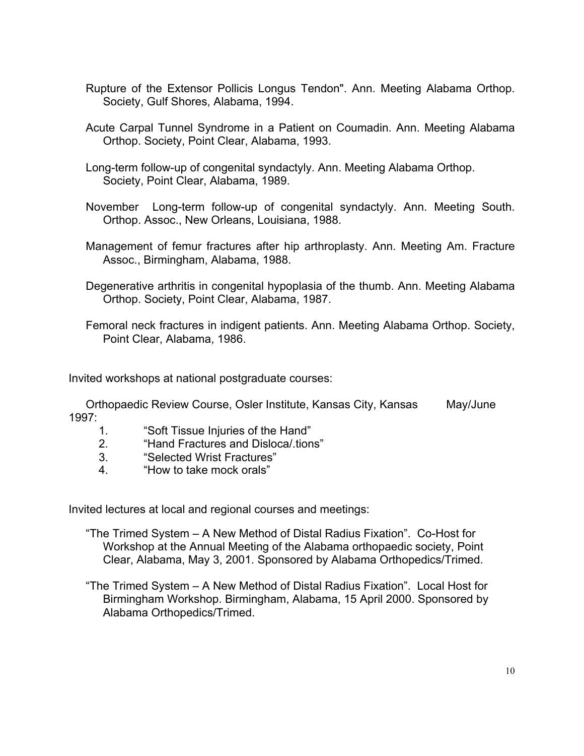Rupture of the Extensor Pollicis Longus Tendon". Ann. Meeting Alabama Orthop. Society, Gulf Shores, Alabama, 1994.

Acute Carpal Tunnel Syndrome in a Patient on Coumadin. Ann. Meeting Alabama Orthop. Society, Point Clear, Alabama, 1993.

Long-term follow-up of congenital syndactyly. Ann. Meeting Alabama Orthop. Society, Point Clear, Alabama, 1989.

November Long-term follow-up of congenital syndactyly. Ann. Meeting South. Orthop. Assoc., New Orleans, Louisiana, 1988.

Management of femur fractures after hip arthroplasty. Ann. Meeting Am. Fracture Assoc., Birmingham, Alabama, 1988.

Degenerative arthritis in congenital hypoplasia of the thumb. Ann. Meeting Alabama Orthop. Society, Point Clear, Alabama, 1987.

Femoral neck fractures in indigent patients. Ann. Meeting Alabama Orthop. Society, Point Clear, Alabama, 1986.

Invited workshops at national postgraduate courses:

Orthopaedic Review Course, Osler Institute, Kansas City, Kansas May/June 1997:

1. "Soft Tissue Injuries of the Hand"
2. "Hand Fractures and Disloca/.tions"
3. "Selected Wrist Fractures"
4. "How to take mock orals"

Invited lectures at local and regional courses and meetings:

"The Trimed System – A New Method of Distal Radius Fixation". Co-Host for Workshop at the Annual Meeting of the Alabama orthopaedic society, Point Clear, Alabama, May 3, 2001. Sponsored by Alabama Orthopedics/Trimed.

"The Trimed System – A New Method of Distal Radius Fixation". Local Host for Birmingham Workshop. Birmingham, Alabama, 15 April 2000. Sponsored by Alabama Orthopedics/Trimed.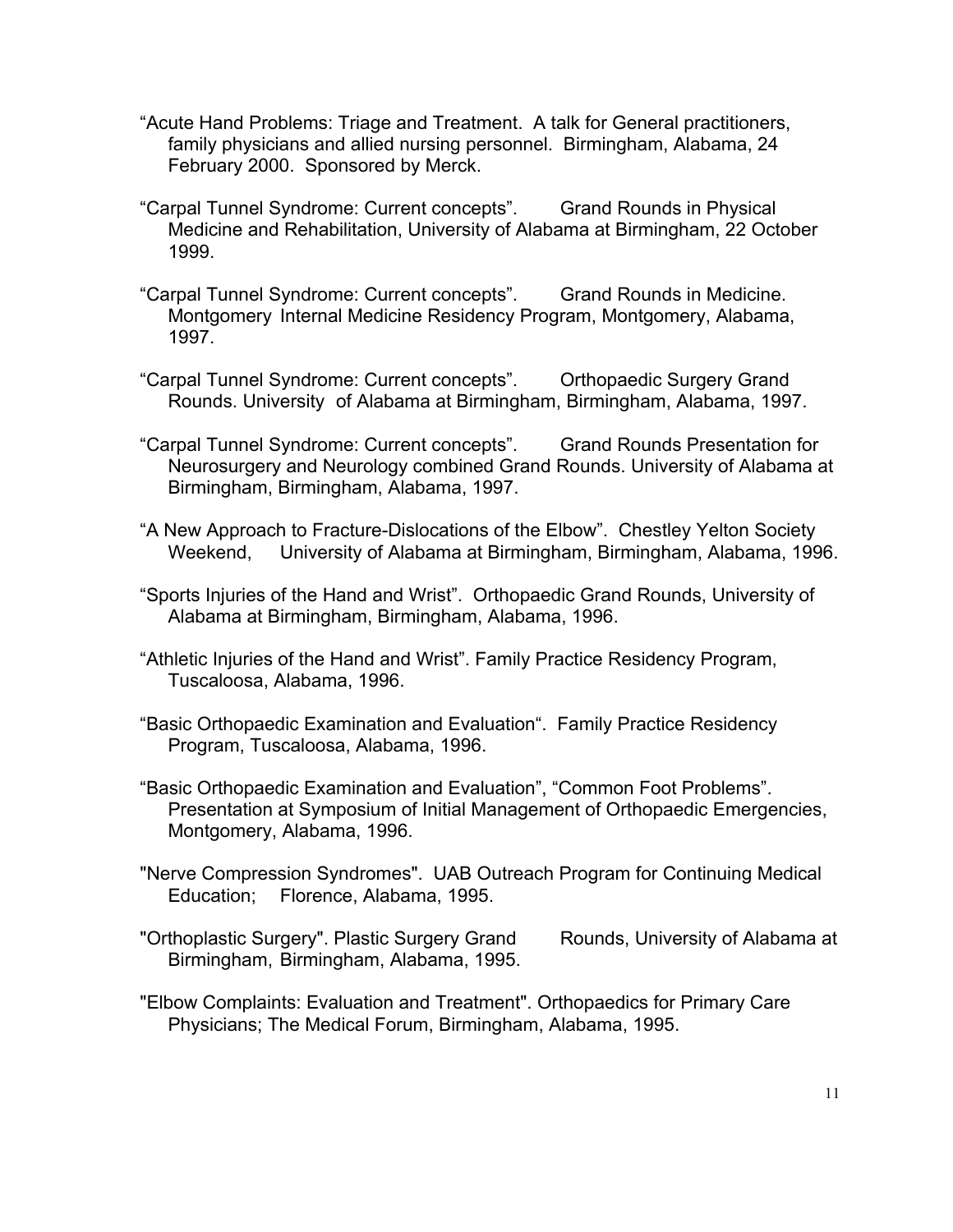"Acute Hand Problems: Triage and Treatment. A talk for General practitioners, family physicians and allied nursing personnel. Birmingham, Alabama, 24 February 2000. Sponsored by Merck.

"Carpal Tunnel Syndrome: Current concepts". Grand Rounds in Physical Medicine and Rehabilitation, University of Alabama at Birmingham, 22 October 1999.

"Carpal Tunnel Syndrome: Current concepts". Grand Rounds in Medicine. Montgomery Internal Medicine Residency Program, Montgomery, Alabama, 1997.

"Carpal Tunnel Syndrome: Current concepts". Orthopaedic Surgery Grand Rounds. University of Alabama at Birmingham, Birmingham, Alabama, 1997.

"Carpal Tunnel Syndrome: Current concepts". Grand Rounds Presentation for Neurosurgery and Neurology combined Grand Rounds. University of Alabama at Birmingham, Birmingham, Alabama, 1997.

"A New Approach to Fracture-Dislocations of the Elbow". Chestley Yelton Society Weekend, University of Alabama at Birmingham, Birmingham, Alabama, 1996.

"Sports Injuries of the Hand and Wrist". Orthopaedic Grand Rounds, University of Alabama at Birmingham, Birmingham, Alabama, 1996.

"Athletic Injuries of the Hand and Wrist". Family Practice Residency Program, Tuscaloosa, Alabama, 1996.

"Basic Orthopaedic Examination and Evaluation". Family Practice Residency Program, Tuscaloosa, Alabama, 1996.

"Basic Orthopaedic Examination and Evaluation", "Common Foot Problems". Presentation at Symposium of Initial Management of Orthopaedic Emergencies, Montgomery, Alabama, 1996.

"Nerve Compression Syndromes". UAB Outreach Program for Continuing Medical Education; Florence, Alabama, 1995.

"Orthoplastic Surgery". Plastic Surgery Grand Rounds, University of Alabama at Birmingham, Birmingham, Alabama, 1995.

"Elbow Complaints: Evaluation and Treatment". Orthopaedics for Primary Care Physicians; The Medical Forum, Birmingham, Alabama, 1995.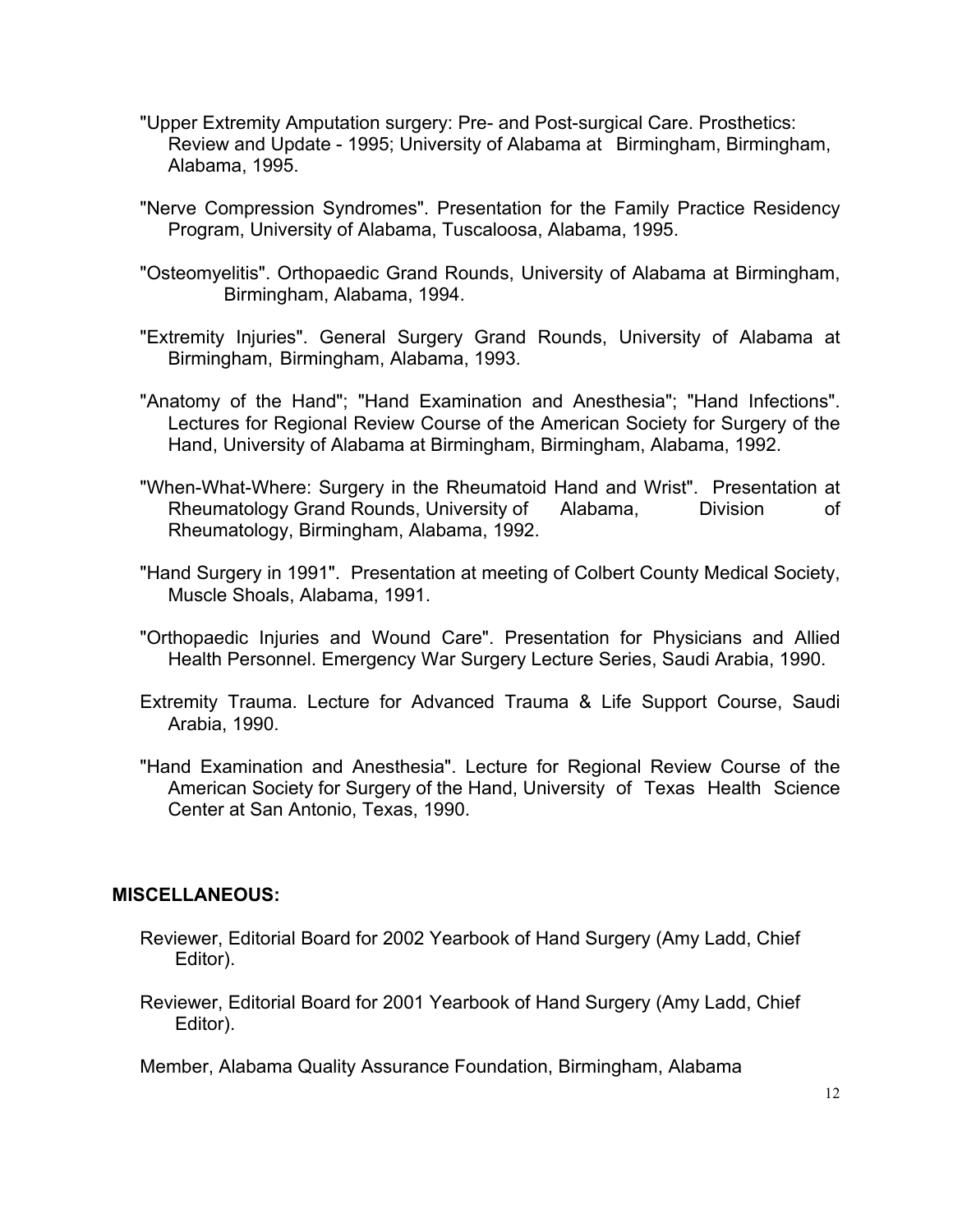"Upper Extremity Amputation surgery: Pre- and Post-surgical Care. Prosthetics: Review and Update - 1995; University of Alabama at Birmingham, Birmingham, Alabama, 1995.

"Nerve Compression Syndromes". Presentation for the Family Practice Residency Program, University of Alabama, Tuscaloosa, Alabama, 1995.

"Osteomyelitis". Orthopaedic Grand Rounds, University of Alabama at Birmingham, Birmingham, Alabama, 1994.

"Extremity Injuries". General Surgery Grand Rounds, University of Alabama at Birmingham, Birmingham, Alabama, 1993.

"Anatomy of the Hand"; "Hand Examination and Anesthesia"; "Hand Infections". Lectures for Regional Review Course of the American Society for Surgery of the Hand, University of Alabama at Birmingham, Birmingham, Alabama, 1992.

"When-What-Where: Surgery in the Rheumatoid Hand and Wrist". Presentation at Rheumatology Grand Rounds, University of Alabama, Division of Rheumatology, Birmingham, Alabama, 1992.

"Hand Surgery in 1991". Presentation at meeting of Colbert County Medical Society, Muscle Shoals, Alabama, 1991.

"Orthopaedic Injuries and Wound Care". Presentation for Physicians and Allied Health Personnel. Emergency War Surgery Lecture Series, Saudi Arabia, 1990.

Extremity Trauma. Lecture for Advanced Trauma & Life Support Course, Saudi Arabia, 1990.

"Hand Examination and Anesthesia". Lecture for Regional Review Course of the American Society for Surgery of the Hand, University of Texas Health Science Center at San Antonio, Texas, 1990.

**MISCELLANEOUS:**

Reviewer, Editorial Board for 2002 Yearbook of Hand Surgery (Amy Ladd, Chief Editor).

Reviewer, Editorial Board for 2001 Yearbook of Hand Surgery (Amy Ladd, Chief Editor).

Member, Alabama Quality Assurance Foundation, Birmingham, Alabama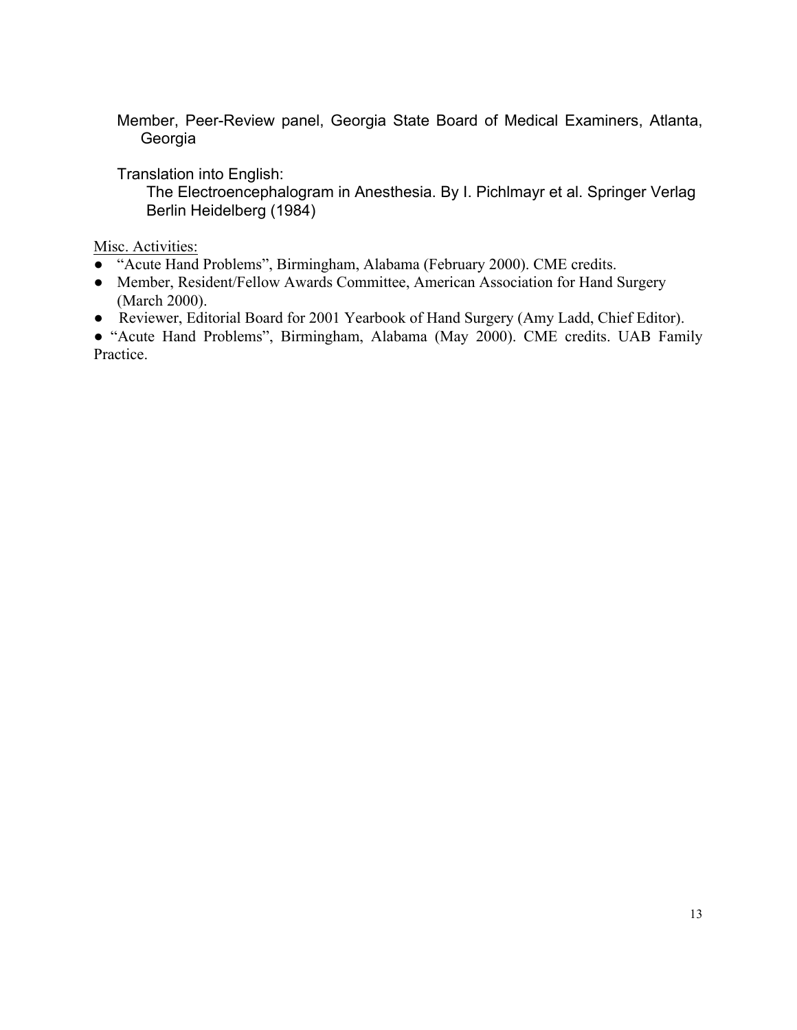Member, Peer-Review panel, Georgia State Board of Medical Examiners, Atlanta, Georgia

Translation into English:

The Electroencephalogram in Anesthesia. By I. Pichlmayr et al. Springer Verlag Berlin Heidelberg (1984)

Misc. Activities:

- "Acute Hand Problems", Birmingham, Alabama (February 2000). CME credits.
- Member, Resident/Fellow Awards Committee, American Association for Hand Surgery (March 2000).
- Reviewer, Editorial Board for 2001 Yearbook of Hand Surgery (Amy Ladd, Chief Editor).
- "Acute Hand Problems", Birmingham, Alabama (May 2000). CME credits. UAB Family Practice.